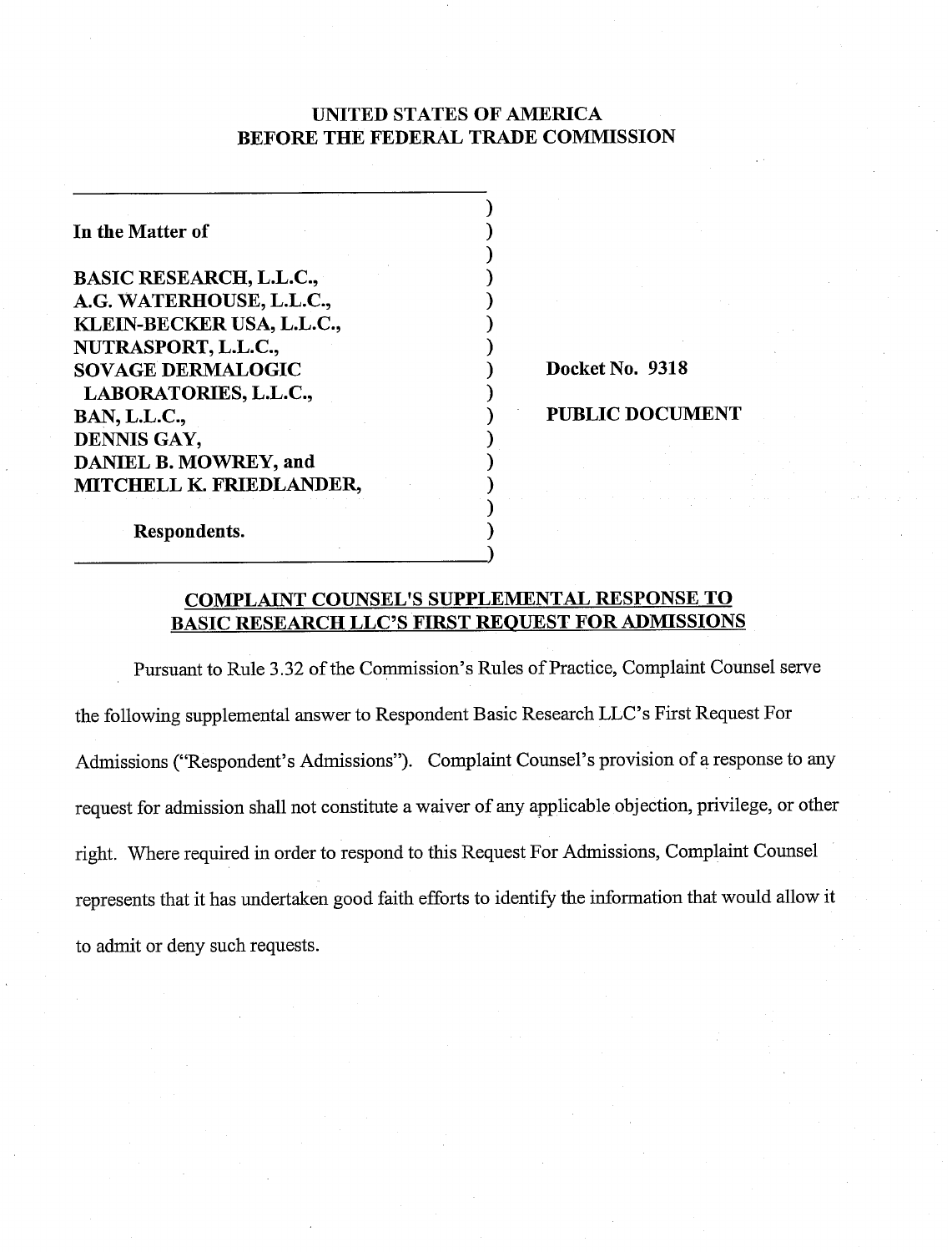**UNITED STATES OF AMERICA**
**BEFORE THE FEDERAL TRADE COMMISSION**

| | |
|---|---|
| **In the Matter of**<br><br>**BASIC RESEARCH, L.L.C.,**<br>**A.G. WATERHOUSE, L.L.C.,**<br>**KLEIN-BECKER USA, L.L.C.,**<br>**NUTRASPORT, L.L.C.,**<br>**SOVAGE DERMALOGIC LABORATORIES, L.L.C.,**<br>**BAN, L.L.C.,**<br>**DENNIS GAY,**<br>**DANIEL B. MOWREY, and**<br>**MITCHELL K. FRIEDLANDER,**<br><br>**Respondents.** | **Docket No. 9318**<br><br>**PUBLIC DOCUMENT** |

**COMPLAINT COUNSEL'S SUPPLEMENTAL RESPONSE TO BASIC RESEARCH LLC'S FIRST REQUEST FOR ADMISSIONS**

Pursuant to Rule 3.32 of the Commission's Rules of Practice, Complaint Counsel serve the following supplemental answer to Respondent Basic Research LLC's First Request For Admissions ("Respondent's Admissions"). Complaint Counsel's provision of a response to any request for admission shall not constitute a waiver of any applicable objection, privilege, or other right. Where required in order to respond to this Request For Admissions, Complaint Counsel represents that it has undertaken good faith efforts to identify the information that would allow it to admit or deny such requests.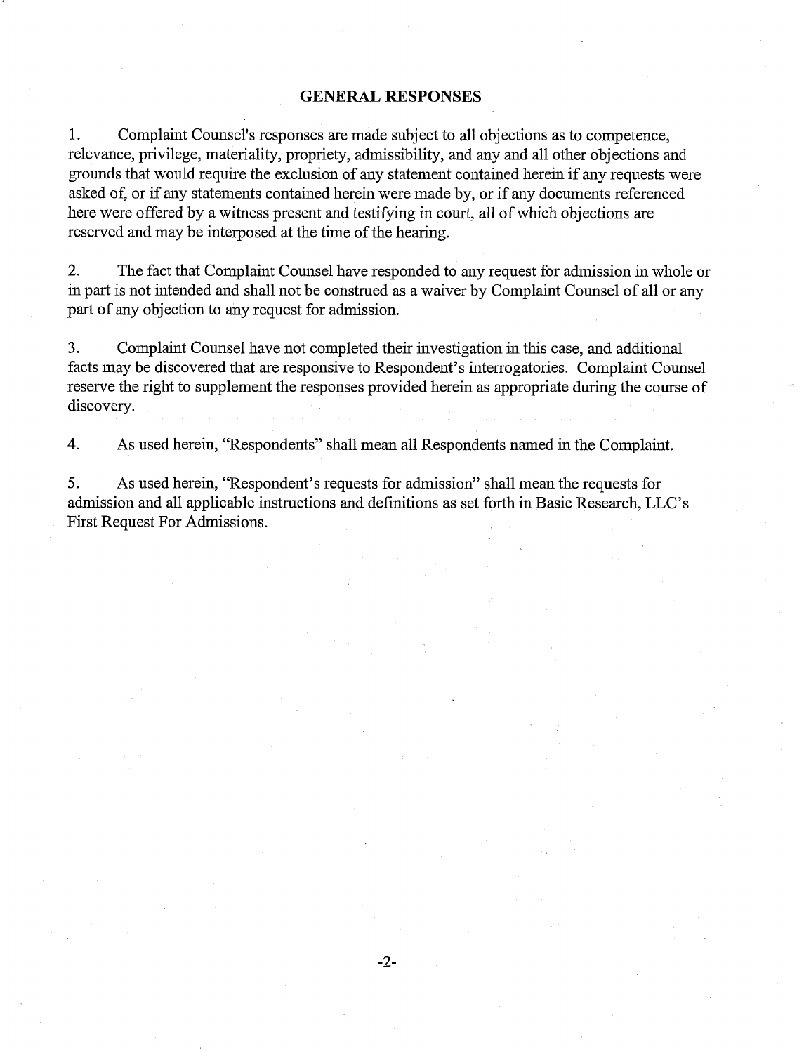## GENERAL RESPONSES

1. Complaint Counsel's responses are made subject to all objections as to competence, relevance, privilege, materiality, propriety, admissibility, and any and all other objections and grounds that would require the exclusion of any statement contained herein if any requests were asked of, or if any statements contained herein were made by, or if any documents referenced here were offered by a witness present and testifying in court, all of which objections are reserved and may be interposed at the time of the hearing.

2. The fact that Complaint Counsel have responded to any request for admission in whole or in part is not intended and shall not be construed as a waiver by Complaint Counsel of all or any part of any objection to any request for admission.

3. Complaint Counsel have not completed their investigation in this case, and additional facts may be discovered that are responsive to Respondent's interrogatories. Complaint Counsel reserve the right to supplement the responses provided herein as appropriate during the course of discovery.

4. As used herein, "Respondents" shall mean all Respondents named in the Complaint.

5. As used herein, "Respondent's requests for admission" shall mean the requests for admission and all applicable instructions and definitions as set forth in Basic Research, LLC's First Request For Admissions.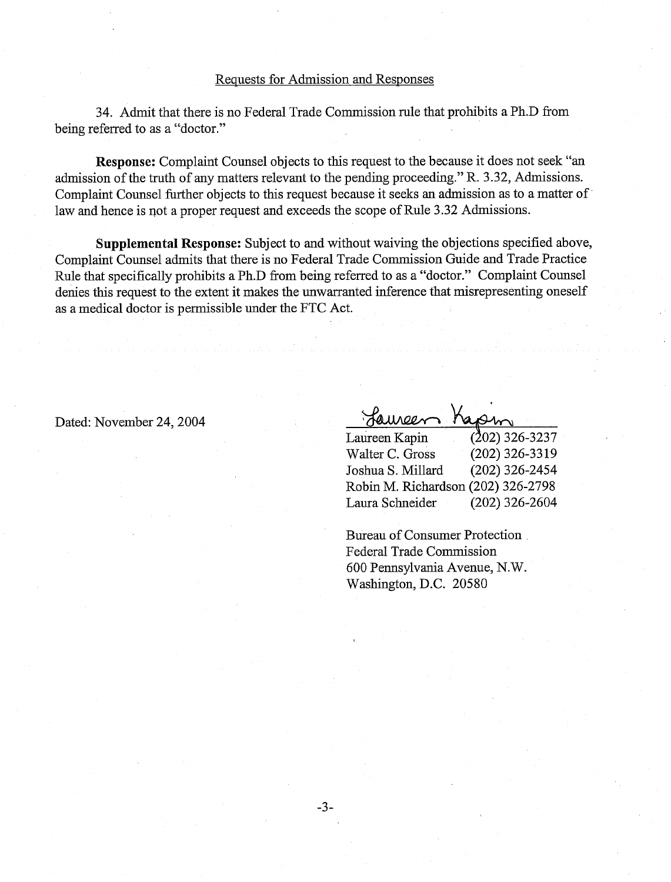## Requests for Admission and Responses

34. Admit that there is no Federal Trade Commission rule that prohibits a Ph.D from being referred to as a "doctor."

**Response:** Complaint Counsel objects to this request to the because it does not seek "an admission of the truth of any matters relevant to the pending proceeding." R. 3.32, Admissions. Complaint Counsel further objects to this request because it seeks an admission as to a matter of law and hence is not a proper request and exceeds the scope of Rule 3.32 Admissions.

**Supplemental Response:** Subject to and without waiving the objections specified above, Complaint Counsel admits that there is no Federal Trade Commission Guide and Trade Practice Rule that specifically prohibits a Ph.D from being referred to as a "doctor." Complaint Counsel denies this request to the extent it makes the unwarranted inference that misrepresenting oneself as a medical doctor is permissible under the FTC Act.

Dated: November 24, 2004

Laureen Kapin

| | |
|---|---|
| Laureen Kapin | (202) 326-3237 |
| Walter C. Gross | (202) 326-3319 |
| Joshua S. Millard | (202) 326-2454 |
| Robin M. Richardson | (202) 326-2798 |
| Laura Schneider | (202) 326-2604 |

Bureau of Consumer Protection
Federal Trade Commission
600 Pennsylvania Avenue, N.W.
Washington, D.C. 20580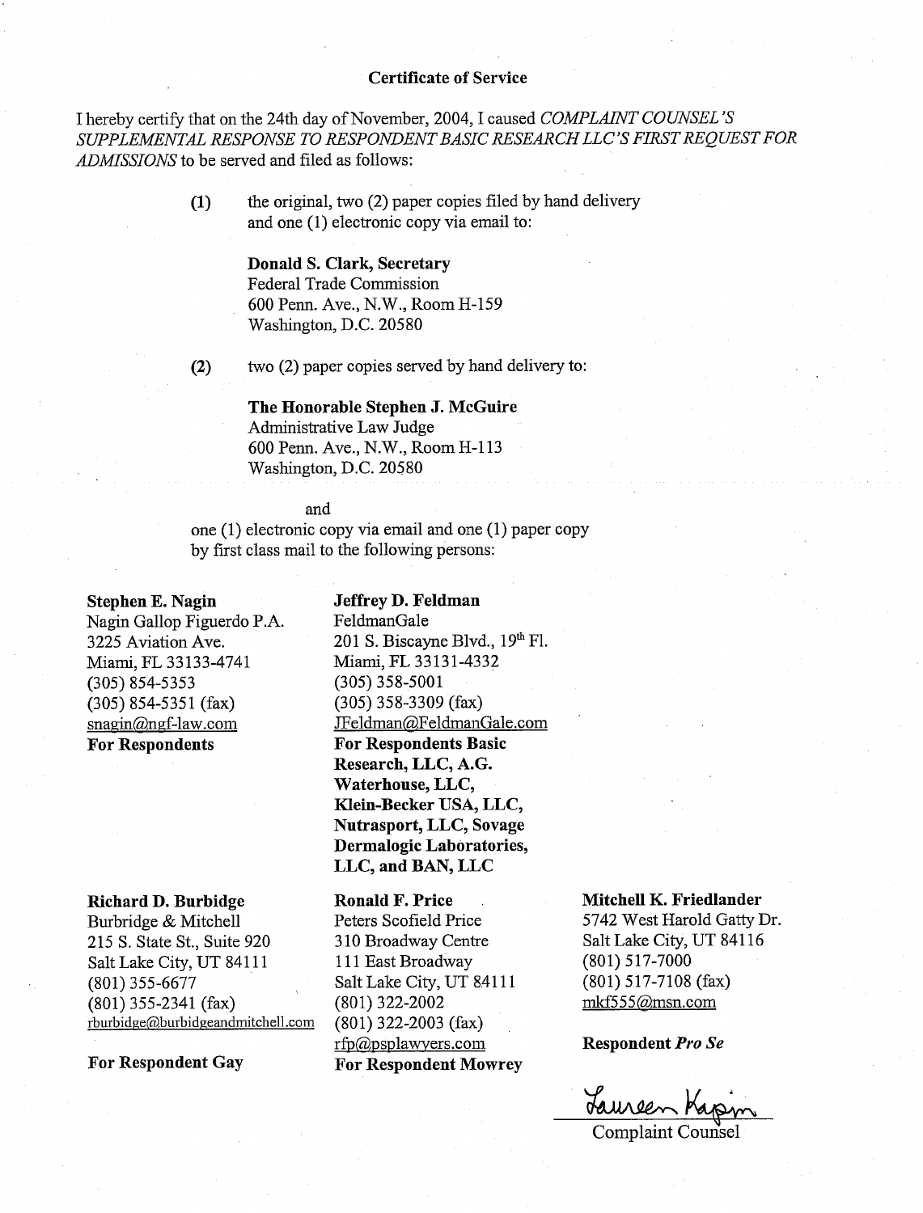## Certificate of Service

I hereby certify that on the 24th day of November, 2004, I caused *COMPLAINT COUNSEL'S SUPPLEMENTAL RESPONSE TO RESPONDENT BASIC RESEARCH LLC'S FIRST REQUEST FOR ADMISSIONS* to be served and filed as follows:

**(1)** the original, two (2) paper copies filed by hand delivery and one (1) electronic copy via email to:

> **Donald S. Clark, Secretary**
> Federal Trade Commission
> 600 Penn. Ave., N.W., Room H-159
> Washington, D.C. 20580

**(2)** two (2) paper copies served by hand delivery to:

> **The Honorable Stephen J. McGuire**
> Administrative Law Judge
> 600 Penn. Ave., N.W., Room H-113
> Washington, D.C. 20580

and

one (1) electronic copy via email and one (1) paper copy by first class mail to the following persons:

**Stephen E. Nagin**
Nagin Gallop Figuerdo P.A.
3225 Aviation Ave.
Miami, FL 33133-4741
(305) 854-5353
(305) 854-5351 (fax)
snagin@ngf-law.com
**For Respondents**

**Jeffrey D. Feldman**
FeldmanGale
201 S. Biscayne Blvd., 19th Fl.
Miami, FL 33131-4332
(305) 358-5001
(305) 358-3309 (fax)
JFeldman@FeldmanGale.com
**For Respondents Basic Research, LLC, A.G. Waterhouse, LLC, Klein-Becker USA, LLC, Nutrasport, LLC, Sovage Dermalogic Laboratories, LLC, and BAN, LLC**

**Richard D. Burbidge**
Burbridge & Mitchell
215 S. State St., Suite 920
Salt Lake City, UT 84111
(801) 355-6677
(801) 355-2341 (fax)
rburbidge@burbidgeandmitchell.com
**For Respondent Gay**

**Ronald F. Price**
Peters Scofield Price
310 Broadway Centre
111 East Broadway
Salt Lake City, UT 84111
(801) 322-2002
(801) 322-2003 (fax)
rfp@psplawyers.com
**For Respondent Mowrey**

**Mitchell K. Friedlander**
5742 West Harold Gatty Dr.
Salt Lake City, UT 84116
(801) 517-7000
(801) 517-7108 (fax)
mkf555@msn.com
**Respondent *Pro Se***

Lauren Kapin
Complaint Counsel